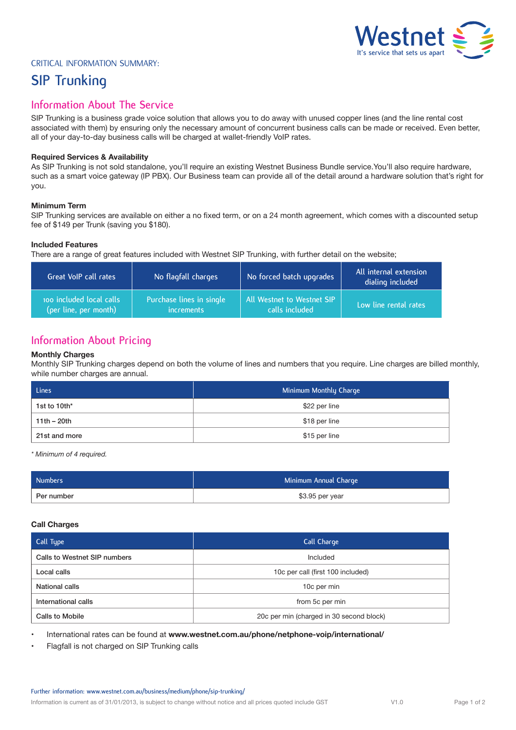CRITICAL INFORMATION SUMMARY:

# SIP Trunking

## Information About The Service

SIP Trunking is a business grade voice solution that allows you to do away with unused copper lines (and the line rental cost associated with them) by ensuring only the necessary amount of concurrent business calls can be made or received. Even better, all of your day-to-day business calls will be charged at wallet-friendly VoIP rates.

### Required Services & Availability

As SIP Trunking is not sold standalone, you'll require an existing Westnet Business Bundle service.You'll also require hardware, such as a smart voice gateway (IP PBX). Our Business team can provide all of the detail around a hardware solution that's right for you.

### Minimum Term

SIP Trunking services are available on either a no fixed term, or on a 24 month agreement, which comes with a discounted setup fee of $149 per Trunk (saving you $180).

### Included Features

There are a range of great features included with Westnet SIP Trunking, with further detail on the website;

| Great VoIP call rates | No flagfall charges | No forced batch upgrades | All internal extension dialing included |
|---|---|---|---|
| 100 included local calls (per line, per month) | Purchase lines in single increments | All Westnet to Westnet SIP calls included | Low line rental rates |

## Information About Pricing

### Monthly Charges

Monthly SIP Trunking charges depend on both the volume of lines and numbers that you require. Line charges are billed monthly, while number charges are annual.

| Lines | Minimum Monthly Charge |
|---|---|
| 1st to 10th* | $22 per line |
| 11th – 20th | $18 per line |
| 21st and more | $15 per line |

*\* Minimum of 4 required.*

| Numbers | Minimum Annual Charge |
|---|---|
| Per number | $3.95 per year |

### Call Charges

| Call Type | Call Charge |
|---|---|
| Calls to Westnet SIP numbers | Included |
| Local calls | 10c per call (first 100 included) |
| National calls | 10c per min |
| International calls | from 5c per min |
| Calls to Mobile | 20c per min (charged in 30 second block) |

- International rates can be found at **www.westnet.com.au/phone/netphone-voip/international/**
- Flagfall is not charged on SIP Trunking calls

Further information: www.westnet.com.au/business/medium/phone/sip-trunking/

Information is current as of 31/01/2013, is subject to change without notice and all prices quoted include GST V1.0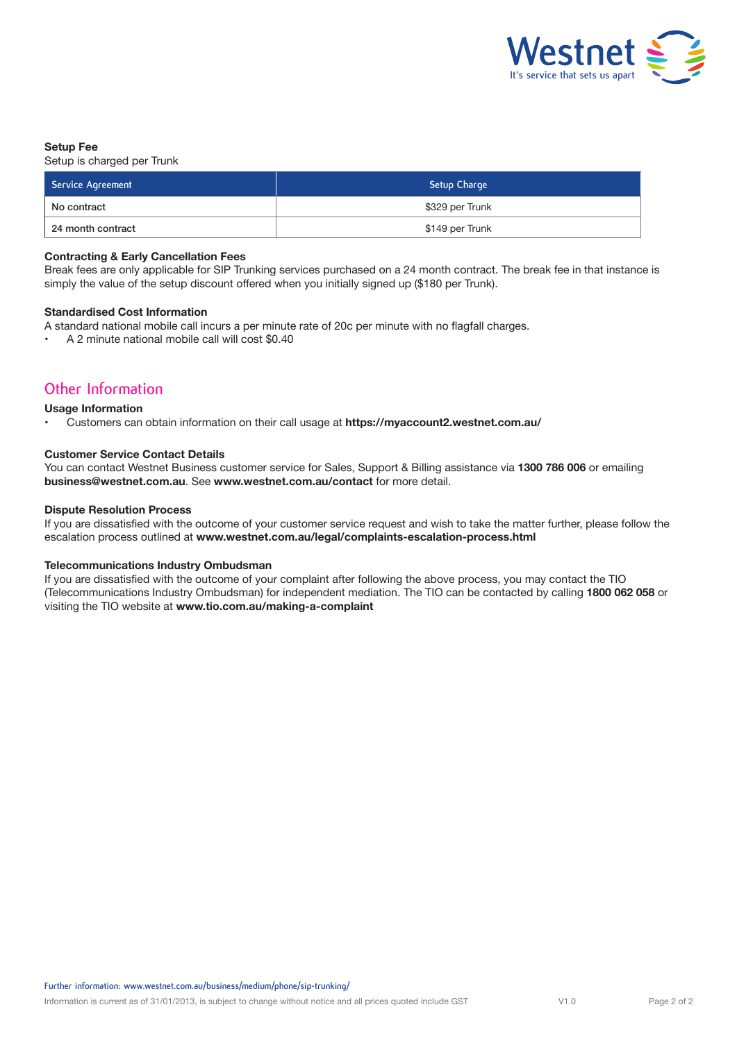**Setup Fee**

Setup is charged per Trunk

| Service Agreement | Setup Charge |
|---|---|
| No contract | $329 per Trunk |
| 24 month contract | $149 per Trunk |

**Contracting & Early Cancellation Fees**

Break fees are only applicable for SIP Trunking services purchased on a 24 month contract. The break fee in that instance is simply the value of the setup discount offered when you initially signed up ($180 per Trunk).

**Standardised Cost Information**

A standard national mobile call incurs a per minute rate of 20c per minute with no flagfall charges.

- A 2 minute national mobile call will cost $0.40

## Other Information

**Usage Information**

- Customers can obtain information on their call usage at **https://myaccount2.westnet.com.au/**

**Customer Service Contact Details**

You can contact Westnet Business customer service for Sales, Support & Billing assistance via **1300 786 006** or emailing **business@westnet.com.au**. See **www.westnet.com.au/contact** for more detail.

**Dispute Resolution Process**

If you are dissatisfied with the outcome of your customer service request and wish to take the matter further, please follow the escalation process outlined at **www.westnet.com.au/legal/complaints-escalation-process.html**

**Telecommunications Industry Ombudsman**

If you are dissatisfied with the outcome of your complaint after following the above process, you may contact the TIO (Telecommunications Industry Ombudsman) for independent mediation. The TIO can be contacted by calling **1800 062 058** or visiting the TIO website at **www.tio.com.au/making-a-complaint**

Further information: www.westnet.com.au/business/medium/phone/sip-trunking/

Information is current as of 31/01/2013, is subject to change without notice and all prices quoted include GST

V1.0